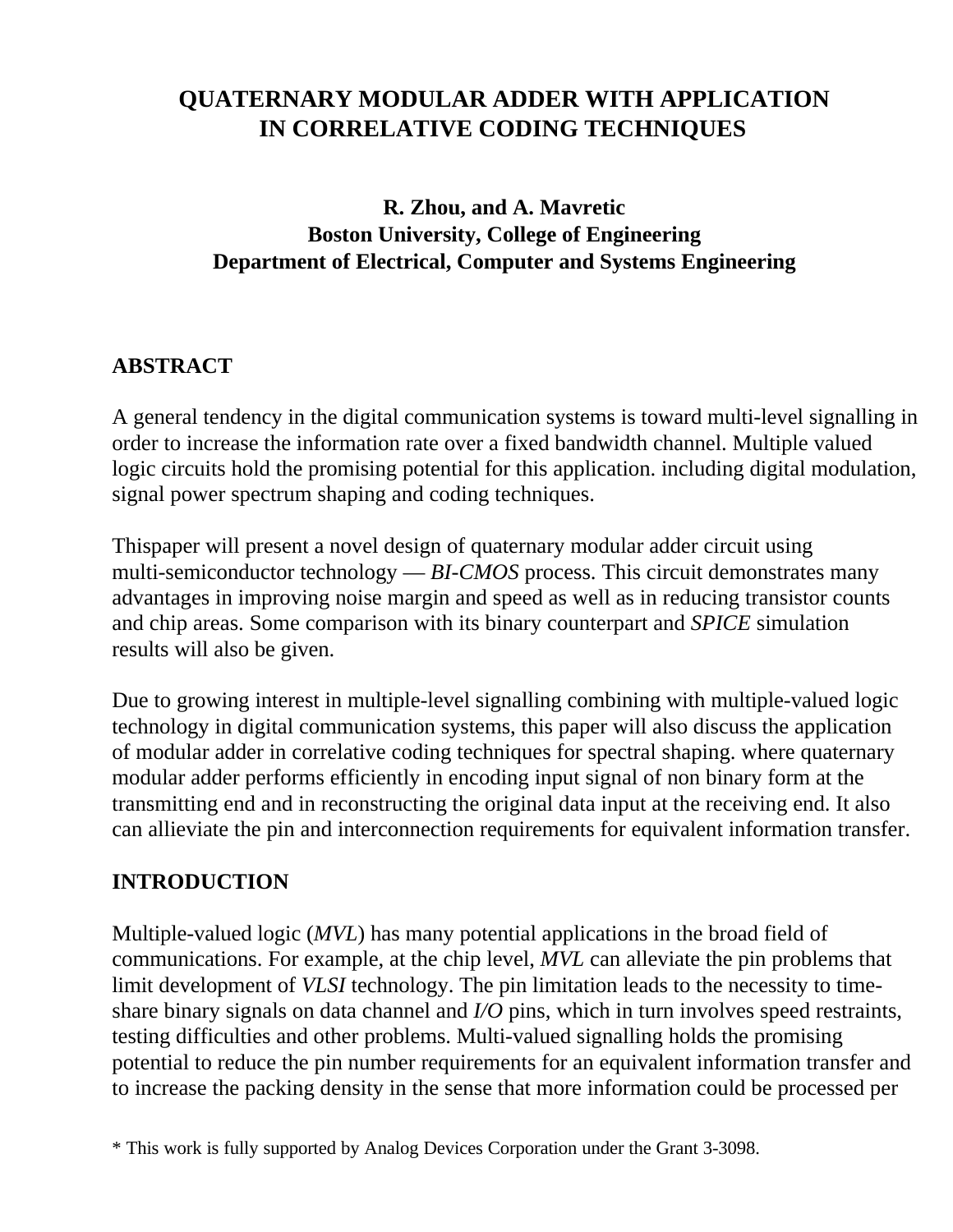# QUATERNARY MODULAR ADDER WITH APPLICATION IN CORRELATIVE CODING TECHNIQUES

**R. Zhou, and A. Mavretic**
**Boston University, College of Engineering**
**Department of Electrical, Computer and Systems Engineering**

## ABSTRACT

A general tendency in the digital communication systems is toward multi-level signalling in order to increase the information rate over a fixed bandwidth channel. Multiple valued logic circuits hold the promising potential for this application. including digital modulation, signal power spectrum shaping and coding techniques.

Thispaper will present a novel design of quaternary modular adder circuit using multi-semiconductor technology — *BI-CMOS* process. This circuit demonstrates many advantages in improving noise margin and speed as well as in reducing transistor counts and chip areas. Some comparison with its binary counterpart and *SPICE* simulation results will also be given.

Due to growing interest in multiple-level signalling combining with multiple-valued logic technology in digital communication systems, this paper will also discuss the application of modular adder in correlative coding techniques for spectral shaping. where quaternary modular adder performs efficiently in encoding input signal of non binary form at the transmitting end and in reconstructing the original data input at the receiving end. It also can allieviate the pin and interconnection requirements for equivalent information transfer.

## INTRODUCTION

Multiple-valued logic (*MVL*) has many potential applications in the broad field of communications. For example, at the chip level, *MVL* can alleviate the pin problems that limit development of *VLSI* technology. The pin limitation leads to the necessity to time-share binary signals on data channel and *I/O* pins, which in turn involves speed restraints, testing difficulties and other problems. Multi-valued signalling holds the promising potential to reduce the pin number requirements for an equivalent information transfer and to increase the packing density in the sense that more information could be processed per

\* This work is fully supported by Analog Devices Corporation under the Grant 3-3098.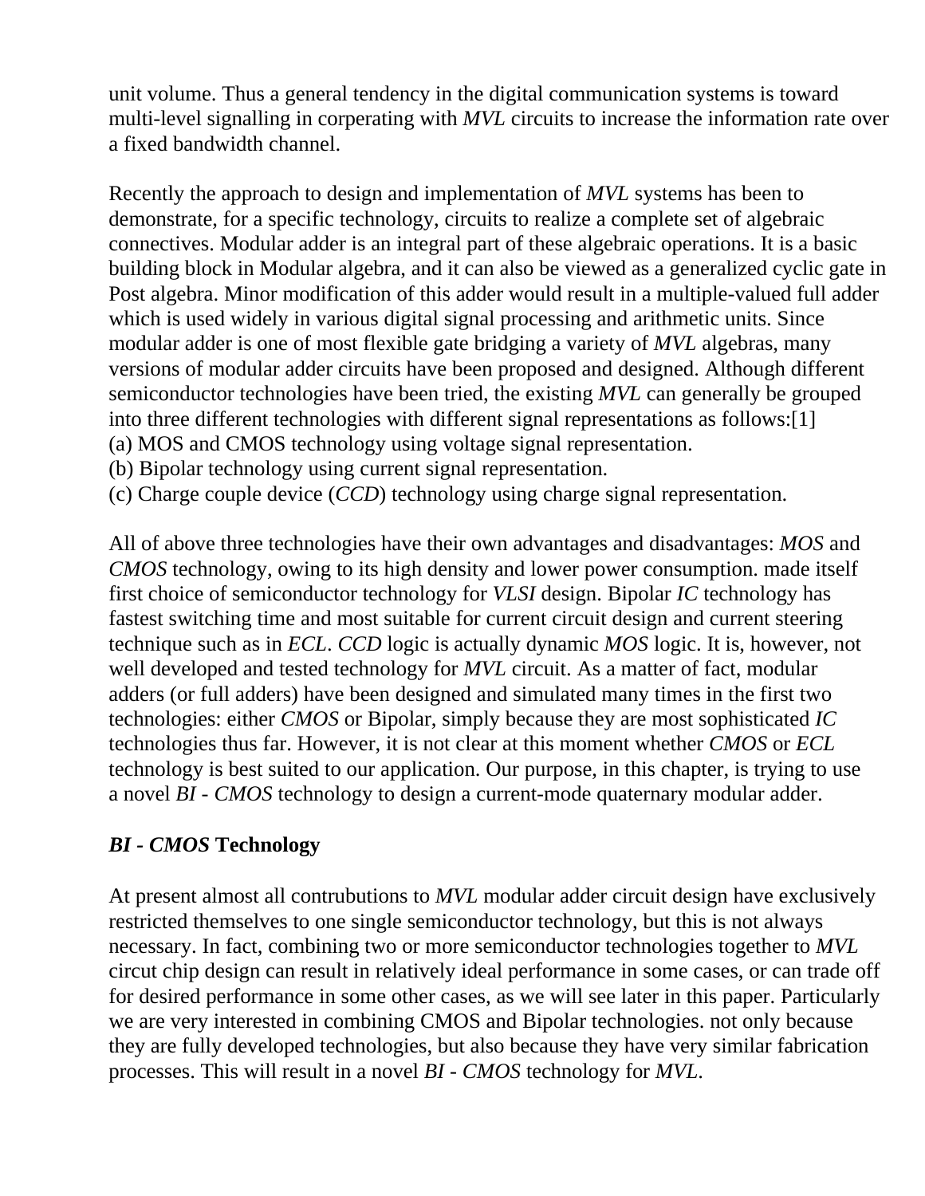unit volume. Thus a general tendency in the digital communication systems is toward multi-level signalling in corperating with *MVL* circuits to increase the information rate over a fixed bandwidth channel.

Recently the approach to design and implementation of *MVL* systems has been to demonstrate, for a specific technology, circuits to realize a complete set of algebraic connectives. Modular adder is an integral part of these algebraic operations. It is a basic building block in Modular algebra, and it can also be viewed as a generalized cyclic gate in Post algebra. Minor modification of this adder would result in a multiple-valued full adder which is used widely in various digital signal processing and arithmetic units. Since modular adder is one of most flexible gate bridging a variety of *MVL* algebras, many versions of modular adder circuits have been proposed and designed. Although different semiconductor technologies have been tried, the existing *MVL* can generally be grouped into three different technologies with different signal representations as follows:[1]
(a) MOS and CMOS technology using voltage signal representation.
(b) Bipolar technology using current signal representation.
(c) Charge couple device (*CCD*) technology using charge signal representation.

All of above three technologies have their own advantages and disadvantages: *MOS* and *CMOS* technology, owing to its high density and lower power consumption. made itself first choice of semiconductor technology for *VLSI* design. Bipolar *IC* technology has fastest switching time and most suitable for current circuit design and current steering technique such as in *ECL*. *CCD* logic is actually dynamic *MOS* logic. It is, however, not well developed and tested technology for *MVL* circuit. As a matter of fact, modular adders (or full adders) have been designed and simulated many times in the first two technologies: either *CMOS* or Bipolar, simply because they are most sophisticated *IC* technologies thus far. However, it is not clear at this moment whether *CMOS* or *ECL* technology is best suited to our application. Our purpose, in this chapter, is trying to use a novel *BI - CMOS* technology to design a current-mode quaternary modular adder.

## *BI - CMOS* Technology

At present almost all contrubutions to *MVL* modular adder circuit design have exclusively restricted themselves to one single semiconductor technology, but this is not always necessary. In fact, combining two or more semiconductor technologies together to *MVL* circut chip design can result in relatively ideal performance in some cases, or can trade off for desired performance in some other cases, as we will see later in this paper. Particularly we are very interested in combining CMOS and Bipolar technologies. not only because they are fully developed technologies, but also because they have very similar fabrication processes. This will result in a novel *BI - CMOS* technology for *MVL*.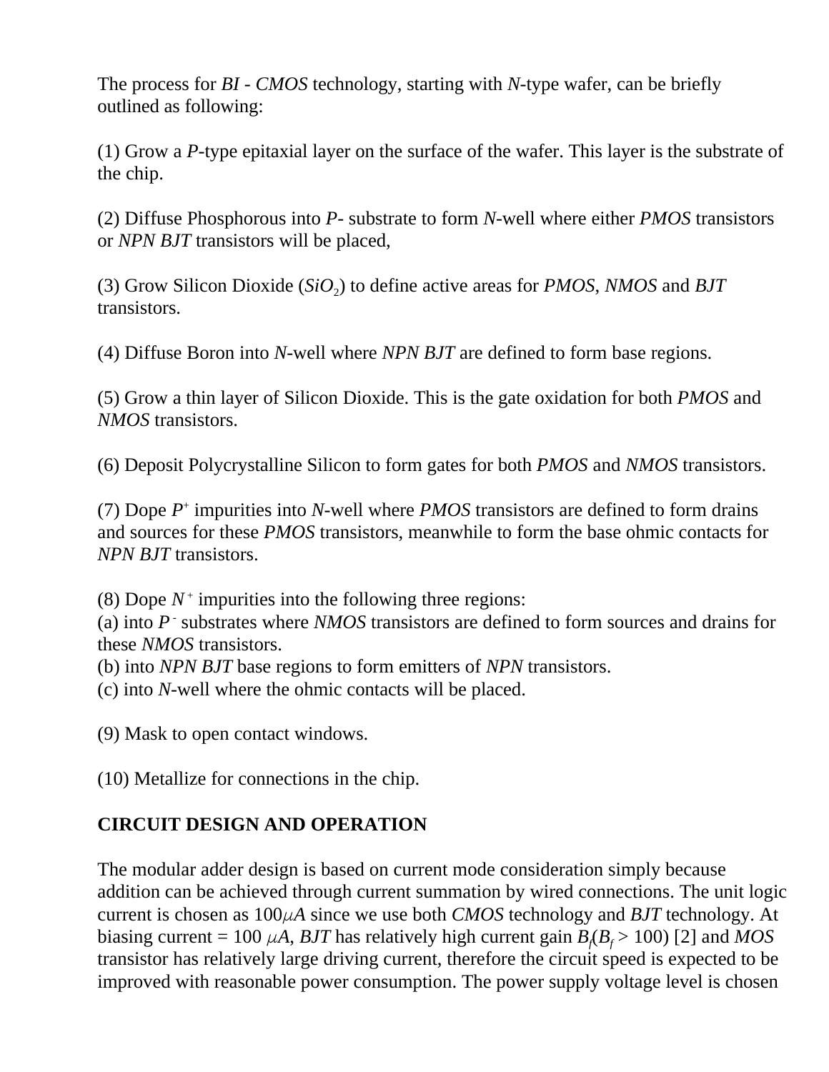The process for *BI - CMOS* technology, starting with *N*-type wafer, can be briefly outlined as following:

(1) Grow a *P*-type epitaxial layer on the surface of the wafer. This layer is the substrate of the chip.

(2) Diffuse Phosphorous into *P*- substrate to form *N*-well where either *PMOS* transistors or *NPN BJT* transistors will be placed,

(3) Grow Silicon Dioxide ($SiO_2$) to define active areas for *PMOS*, *NMOS* and *BJT* transistors.

(4) Diffuse Boron into *N*-well where *NPN BJT* are defined to form base regions.

(5) Grow a thin layer of Silicon Dioxide. This is the gate oxidation for both *PMOS* and *NMOS* transistors.

(6) Deposit Polycrystalline Silicon to form gates for both *PMOS* and *NMOS* transistors.

(7) Dope $P^+$ impurities into *N*-well where *PMOS* transistors are defined to form drains and sources for these *PMOS* transistors, meanwhile to form the base ohmic contacts for *NPN BJT* transistors.

(8) Dope $N^+$ impurities into the following three regions:
(a) into $P^-$ substrates where *NMOS* transistors are defined to form sources and drains for these *NMOS* transistors.
(b) into *NPN BJT* base regions to form emitters of *NPN* transistors.
(c) into *N*-well where the ohmic contacts will be placed.

(9) Mask to open contact windows.

(10) Metallize for connections in the chip.

## CIRCUIT DESIGN AND OPERATION

The modular adder design is based on current mode consideration simply because addition can be achieved through current summation by wired connections. The unit logic current is chosen as $100\mu A$ since we use both *CMOS* technology and *BJT* technology. At biasing current = 100 $\mu A$, *BJT* has relatively high current gain $B_f$($B_f$ > 100) [2] and *MOS* transistor has relatively large driving current, therefore the circuit speed is expected to be improved with reasonable power consumption. The power supply voltage level is chosen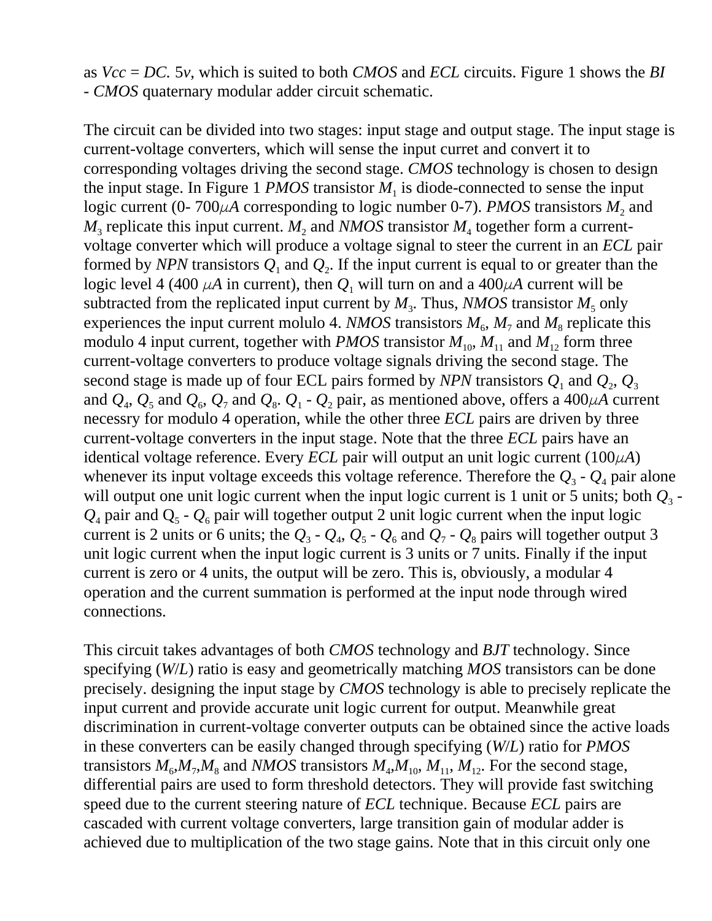as *Vcc* = *DC.* 5*v*, which is suited to both *CMOS* and *ECL* circuits. Figure 1 shows the *BI - CMOS* quaternary modular adder circuit schematic.

The circuit can be divided into two stages: input stage and output stage. The input stage is current-voltage converters, which will sense the input curret and convert it to corresponding voltages driving the second stage. *CMOS* technology is chosen to design the input stage. In Figure 1 *PMOS* transistor $M_1$ is diode-connected to sense the input logic current (0- 700$\mu A$ corresponding to logic number 0-7). *PMOS* transistors $M_2$ and $M_3$ replicate this input current. $M_2$ and *NMOS* transistor $M_4$ together form a current-voltage converter which will produce a voltage signal to steer the current in an *ECL* pair formed by *NPN* transistors $Q_1$ and $Q_2$. If the input current is equal to or greater than the logic level 4 (400 $\mu A$ in current), then $Q_1$ will turn on and a 400$\mu A$ current will be subtracted from the replicated input current by $M_3$. Thus, *NMOS* transistor $M_5$ only experiences the input current molulo 4. *NMOS* transistors $M_6$, $M_7$ and $M_8$ replicate this modulo 4 input current, together with *PMOS* transistor $M_{10}$, $M_{11}$ and $M_{12}$ form three current-voltage converters to produce voltage signals driving the second stage. The second stage is made up of four ECL pairs formed by *NPN* transistors $Q_1$ and $Q_2$, $Q_3$ and $Q_4$, $Q_5$ and $Q_6$, $Q_7$ and $Q_8$. $Q_1$ - $Q_2$ pair, as mentioned above, offers a 400$\mu A$ current necessry for modulo 4 operation, while the other three *ECL* pairs are driven by three current-voltage converters in the input stage. Note that the three *ECL* pairs have an identical voltage reference. Every *ECL* pair will output an unit logic current (100$\mu A$) whenever its input voltage exceeds this voltage reference. Therefore the $Q_3$ - $Q_4$ pair alone will output one unit logic current when the input logic current is 1 unit or 5 units; both $Q_3$ - $Q_4$ pair and $Q_5$ - $Q_6$ pair will together output 2 unit logic current when the input logic current is 2 units or 6 units; the $Q_3$ - $Q_4$, $Q_5$ - $Q_6$ and $Q_7$ - $Q_8$ pairs will together output 3 unit logic current when the input logic current is 3 units or 7 units. Finally if the input current is zero or 4 units, the output will be zero. This is, obviously, a modular 4 operation and the current summation is performed at the input node through wired connections.

This circuit takes advantages of both *CMOS* technology and *BJT* technology. Since specifying (*W*/*L*) ratio is easy and geometrically matching *MOS* transistors can be done precisely. designing the input stage by *CMOS* technology is able to precisely replicate the input current and provide accurate unit logic current for output. Meanwhile great discrimination in current-voltage converter outputs can be obtained since the active loads in these converters can be easily changed through specifying (*W*/*L*) ratio for *PMOS* transistors $M_6$,$M_7$,$M_8$ and *NMOS* transistors $M_4$,$M_{10}$, $M_{11}$, $M_{12}$. For the second stage, differential pairs are used to form threshold detectors. They will provide fast switching speed due to the current steering nature of *ECL* technique. Because *ECL* pairs are cascaded with current voltage converters, large transition gain of modular adder is achieved due to multiplication of the two stage gains. Note that in this circuit only one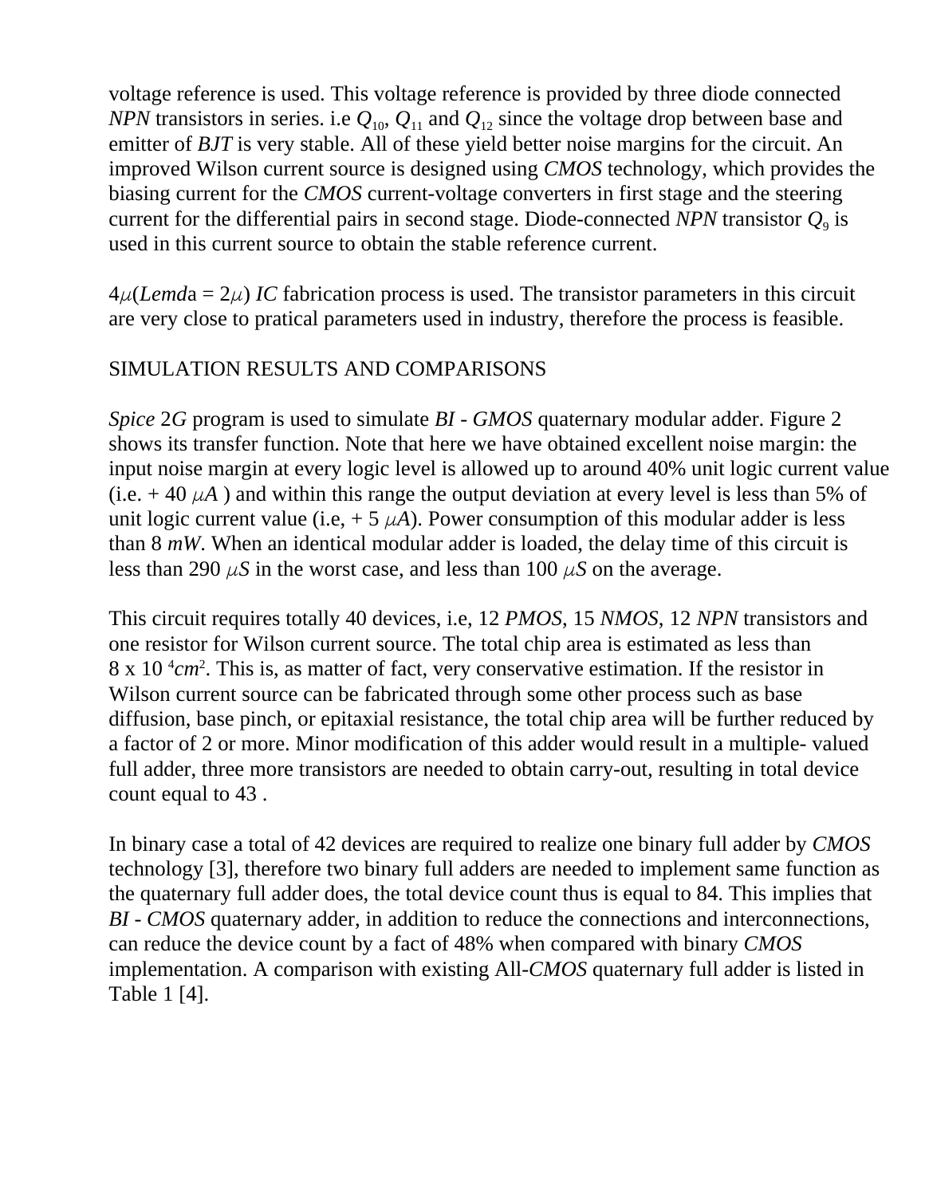voltage reference is used. This voltage reference is provided by three diode connected *NPN* transistors in series. i.e $Q_{10}$, $Q_{11}$ and $Q_{12}$ since the voltage drop between base and emitter of *BJT* is very stable. All of these yield better noise margins for the circuit. An improved Wilson current source is designed using *CMOS* technology, which provides the biasing current for the *CMOS* current-voltage converters in first stage and the steering current for the differential pairs in second stage. Diode-connected *NPN* transistor $Q_9$ is used in this current source to obtain the stable reference current.

$4\mu$(*Lemd*a = $2\mu$) *IC* fabrication process is used. The transistor parameters in this circuit are very close to pratical parameters used in industry, therefore the process is feasible.

SIMULATION RESULTS AND COMPARISONS

*Spice* 2*G* program is used to simulate *BI* - *GMOS* quaternary modular adder. Figure 2 shows its transfer function. Note that here we have obtained excellent noise margin: the input noise margin at every logic level is allowed up to around 40% unit logic current value (i.e. + 40 $\mu A$ ) and within this range the output deviation at every level is less than 5% of unit logic current value (i.e, + 5 $\mu A$). Power consumption of this modular adder is less than 8 *mW*. When an identical modular adder is loaded, the delay time of this circuit is less than 290 $\mu S$ in the worst case, and less than 100 $\mu S$ on the average.

This circuit requires totally 40 devices, i.e, 12 *PMOS*, 15 *NMOS*, 12 *NPN* transistors and one resistor for Wilson current source. The total chip area is estimated as less than $8 \times 10^{4} cm^2$. This is, as matter of fact, very conservative estimation. If the resistor in Wilson current source can be fabricated through some other process such as base diffusion, base pinch, or epitaxial resistance, the total chip area will be further reduced by a factor of 2 or more. Minor modification of this adder would result in a multiple- valued full adder, three more transistors are needed to obtain carry-out, resulting in total device count equal to 43 .

In binary case a total of 42 devices are required to realize one binary full adder by *CMOS* technology [3], therefore two binary full adders are needed to implement same function as the quaternary full adder does, the total device count thus is equal to 84. This implies that *BI* - *CMOS* quaternary adder, in addition to reduce the connections and interconnections, can reduce the device count by a fact of 48% when compared with binary *CMOS* implementation. A comparison with existing All-*CMOS* quaternary full adder is listed in Table 1 [4].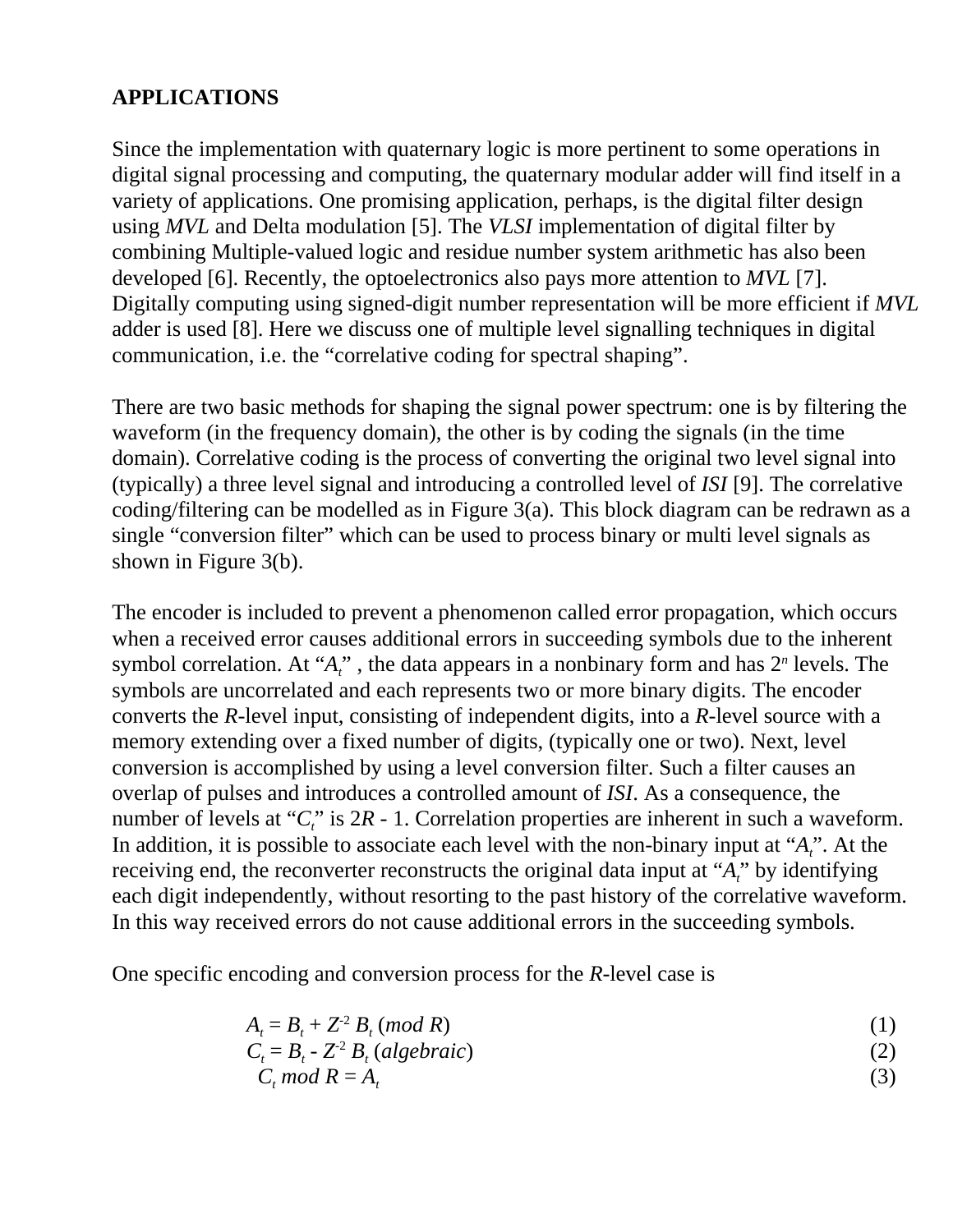## APPLICATIONS

Since the implementation with quaternary logic is more pertinent to some operations in digital signal processing and computing, the quaternary modular adder will find itself in a variety of applications. One promising application, perhaps, is the digital filter design using *MVL* and Delta modulation [5]. The *VLSI* implementation of digital filter by combining Multiple-valued logic and residue number system arithmetic has also been developed [6]. Recently, the optoelectronics also pays more attention to *MVL* [7]. Digitally computing using signed-digit number representation will be more efficient if *MVL* adder is used [8]. Here we discuss one of multiple level signalling techniques in digital communication, i.e. the "correlative coding for spectral shaping".

There are two basic methods for shaping the signal power spectrum: one is by filtering the waveform (in the frequency domain), the other is by coding the signals (in the time domain). Correlative coding is the process of converting the original two level signal into (typically) a three level signal and introducing a controlled level of *ISI* [9]. The correlative coding/filtering can be modelled as in Figure 3(a). This block diagram can be redrawn as a single "conversion filter" which can be used to process binary or multi level signals as shown in Figure 3(b).

The encoder is included to prevent a phenomenon called error propagation, which occurs when a received error causes additional errors in succeeding symbols due to the inherent symbol correlation. At "$A_t$" , the data appears in a nonbinary form and has $2^n$ levels. The symbols are uncorrelated and each represents two or more binary digits. The encoder converts the *R*-level input, consisting of independent digits, into a *R*-level source with a memory extending over a fixed number of digits, (typically one or two). Next, level conversion is accomplished by using a level conversion filter. Such a filter causes an overlap of pulses and introduces a controlled amount of *ISI*. As a consequence, the number of levels at "$C_t$" is $2R - 1$. Correlation properties are inherent in such a waveform. In addition, it is possible to associate each level with the non-binary input at "$A_t$". At the receiving end, the reconverter reconstructs the original data input at "$A_t$" by identifying each digit independently, without resorting to the past history of the correlative waveform. In this way received errors do not cause additional errors in the succeeding symbols.

One specific encoding and conversion process for the *R*-level case is

$$A_t = B_t + Z^{-2} B_t \ (mod\ R) \tag{1}$$

$$C_t = B_t - Z^{-2} B_t \ (algebraic) \tag{2}$$

$$C_t \ mod\ R = A_t \tag{3}$$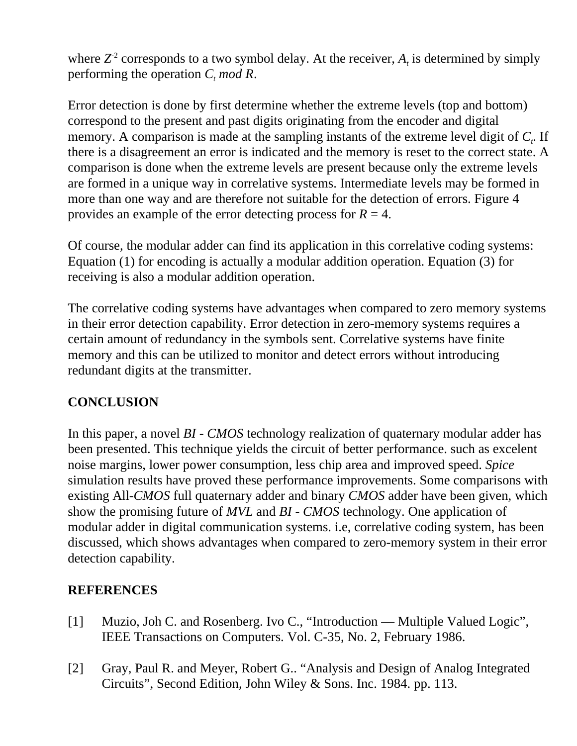where $Z^{-2}$ corresponds to a two symbol delay. At the receiver, $A_t$ is determined by simply performing the operation $C_t$ *mod R*.

Error detection is done by first determine whether the extreme levels (top and bottom) correspond to the present and past digits originating from the encoder and digital memory. A comparison is made at the sampling instants of the extreme level digit of $C_t$. If there is a disagreement an error is indicated and the memory is reset to the correct state. A comparison is done when the extreme levels are present because only the extreme levels are formed in a unique way in correlative systems. Intermediate levels may be formed in more than one way and are therefore not suitable for the detection of errors. Figure 4 provides an example of the error detecting process for $R = 4$.

Of course, the modular adder can find its application in this correlative coding systems: Equation (1) for encoding is actually a modular addition operation. Equation (3) for receiving is also a modular addition operation.

The correlative coding systems have advantages when compared to zero memory systems in their error detection capability. Error detection in zero-memory systems requires a certain amount of redundancy in the symbols sent. Correlative systems have finite memory and this can be utilized to monitor and detect errors without introducing redundant digits at the transmitter.

## CONCLUSION

In this paper, a novel *BI - CMOS* technology realization of quaternary modular adder has been presented. This technique yields the circuit of better performance. such as excelent noise margins, lower power consumption, less chip area and improved speed. *Spice* simulation results have proved these performance improvements. Some comparisons with existing All-*CMOS* full quaternary adder and binary *CMOS* adder have been given, which show the promising future of *MVL* and *BI - CMOS* technology. One application of modular adder in digital communication systems. i.e, correlative coding system, has been discussed, which shows advantages when compared to zero-memory system in their error detection capability.

## REFERENCES

[1] Muzio, Joh C. and Rosenberg. Ivo C., "Introduction — Multiple Valued Logic", IEEE Transactions on Computers. Vol. C-35, No. 2, February 1986.

[2] Gray, Paul R. and Meyer, Robert G.. "Analysis and Design of Analog Integrated Circuits", Second Edition, John Wiley & Sons. Inc. 1984. pp. 113.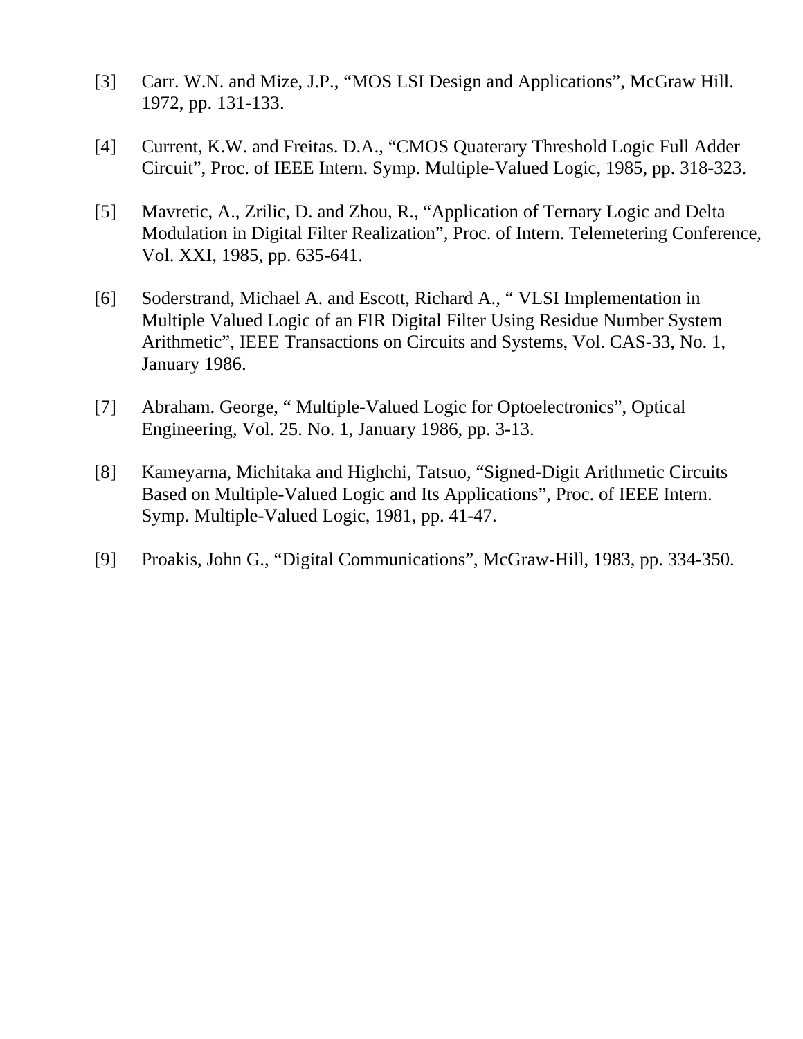[3] Carr. W.N. and Mize, J.P., "MOS LSI Design and Applications", McGraw Hill. 1972, pp. 131-133.

[4] Current, K.W. and Freitas. D.A., "CMOS Quaterary Threshold Logic Full Adder Circuit", Proc. of IEEE Intern. Symp. Multiple-Valued Logic, 1985, pp. 318-323.

[5] Mavretic, A., Zrilic, D. and Zhou, R., "Application of Ternary Logic and Delta Modulation in Digital Filter Realization", Proc. of Intern. Telemetering Conference, Vol. XXI, 1985, pp. 635-641.

[6] Soderstrand, Michael A. and Escott, Richard A., " VLSI Implementation in Multiple Valued Logic of an FIR Digital Filter Using Residue Number System Arithmetic", IEEE Transactions on Circuits and Systems, Vol. CAS-33, No. 1, January 1986.

[7] Abraham. George, " Multiple-Valued Logic for Optoelectronics", Optical Engineering, Vol. 25. No. 1, January 1986, pp. 3-13.

[8] Kameyarna, Michitaka and Highchi, Tatsuo, "Signed-Digit Arithmetic Circuits Based on Multiple-Valued Logic and Its Applications", Proc. of IEEE Intern. Symp. Multiple-Valued Logic, 1981, pp. 41-47.

[9] Proakis, John G., "Digital Communications", McGraw-Hill, 1983, pp. 334-350.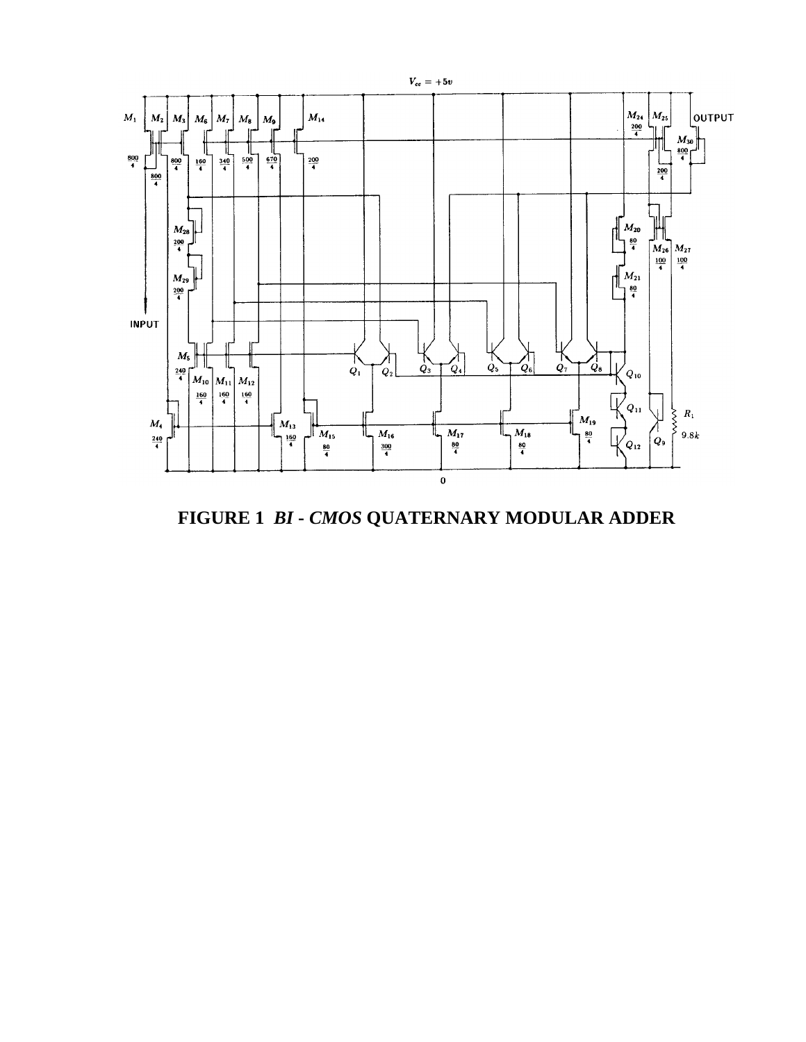**FIGURE 1 *BI - CMOS* QUATERNARY MODULAR ADDER**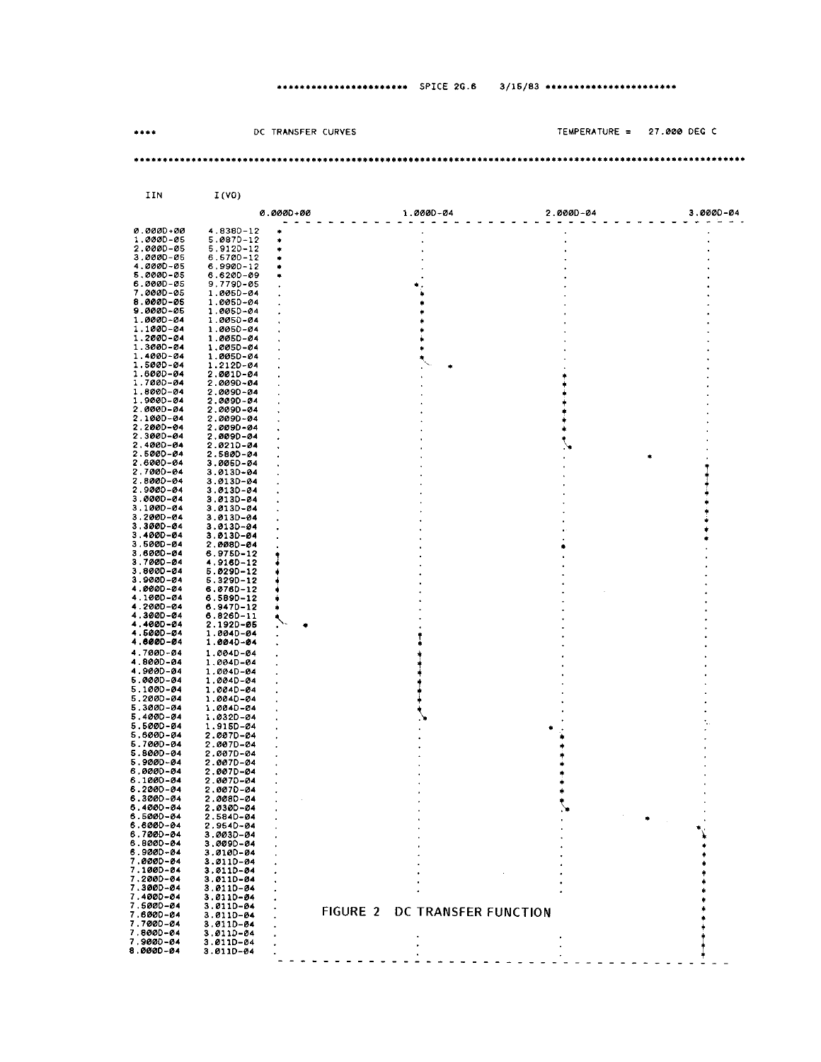```
*********************** SPICE 2G.6    3/16/83 ***********************

****            DC TRANSFER CURVES                    TEMPERATURE =   27.000 DEG C

*******************************************************************************
```

| IIN | I(VO) |
|---|---|
| 0.000D+00 | 4.838D-12 |
| 1.000D-05 | 5.087D-12 |
| 2.000D-05 | 5.912D-12 |
| 3.000D-05 | 6.570D-12 |
| 4.000D-05 | 6.990D-12 |
| 5.000D-05 | 6.620D-09 |
| 6.000D-05 | 9.779D-05 |
| 7.000D-05 | 1.005D-04 |
| 8.000D-05 | 1.005D-04 |
| 9.000D-05 | 1.005D-04 |
| 1.000D-04 | 1.005D-04 |
| 1.100D-04 | 1.005D-04 |
| 1.200D-04 | 1.005D-04 |
| 1.300D-04 | 1.005D-04 |
| 1.400D-04 | 1.005D-04 |
| 1.500D-04 | 1.212D-04 |
| 1.600D-04 | 2.001D-04 |
| 1.700D-04 | 2.009D-04 |
| 1.800D-04 | 2.009D-04 |
| 1.900D-04 | 2.009D-04 |
| 2.000D-04 | 2.009D-04 |
| 2.100D-04 | 2.009D-04 |
| 2.200D-04 | 2.009D-04 |
| 2.300D-04 | 2.009D-04 |
| 2.400D-04 | 2.021D-04 |
| 2.500D-04 | 2.580D-04 |
| 2.600D-04 | 3.005D-04 |
| 2.700D-04 | 3.013D-04 |
| 2.800D-04 | 3.013D-04 |
| 2.900D-04 | 3.013D-04 |
| 3.000D-04 | 3.013D-04 |
| 3.100D-04 | 3.013D-04 |
| 3.200D-04 | 3.013D-04 |
| 3.300D-04 | 3.013D-04 |
| 3.400D-04 | 3.013D-04 |
| 3.500D-04 | 2.008D-04 |
| 3.600D-04 | 6.975D-12 |
| 3.700D-04 | 4.916D-12 |
| 3.800D-04 | 5.029D-12 |
| 3.900D-04 | 5.329D-12 |
| 4.000D-04 | 6.076D-12 |
| 4.100D-04 | 6.589D-12 |
| 4.200D-04 | 6.947D-12 |
| 4.300D-04 | 6.826D-11 |
| 4.400D-04 | 2.192D-05 |
| 4.500D-04 | 1.004D-04 |
| 4.600D-04 | 1.004D-04 |
| 4.700D-04 | 1.004D-04 |
| 4.800D-04 | 1.004D-04 |
| 4.900D-04 | 1.004D-04 |
| 5.000D-04 | 1.004D-04 |
| 5.100D-04 | 1.004D-04 |
| 5.200D-04 | 1.004D-04 |
| 5.300D-04 | 1.004D-04 |
| 5.400D-04 | 1.032D-04 |
| 5.500D-04 | 1.915D-04 |
| 5.600D-04 | 2.007D-04 |
| 5.700D-04 | 2.007D-04 |
| 5.800D-04 | 2.007D-04 |
| 5.900D-04 | 2.007D-04 |
| 6.000D-04 | 2.007D-04 |
| 6.100D-04 | 2.007D-04 |
| 6.200D-04 | 2.007D-04 |
| 6.300D-04 | 2.008D-04 |
| 6.400D-04 | 2.030D-04 |
| 6.500D-04 | 2.584D-04 |
| 6.600D-04 | 2.954D-04 |
| 6.700D-04 | 3.003D-04 |
| 6.800D-04 | 3.009D-04 |
| 6.900D-04 | 3.010D-04 |
| 7.000D-04 | 3.011D-04 |
| 7.100D-04 | 3.011D-04 |
| 7.200D-04 | 3.011D-04 |
| 7.300D-04 | 3.011D-04 |
| 7.400D-04 | 3.011D-04 |
| 7.500D-04 | 3.011D-04 |
| 7.600D-04 | 3.011D-04 |
| 7.700D-04 | 3.011D-04 |
| 7.800D-04 | 3.011D-04 |
| 7.900D-04 | 3.011D-04 |
| 8.000D-04 | 3.011D-04 |

Plot axis: 0.000D+00, 1.000D-04, 2.000D-04, 3.000D-04

FIGURE 2 DC TRANSFER FUNCTION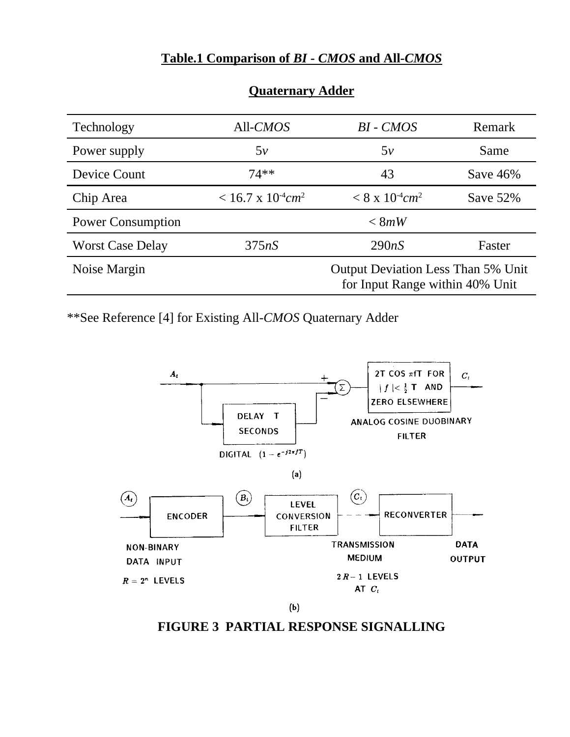**Table.1 Comparison of *BI - CMOS* and All-*CMOS***

**Quaternary Adder**

| Technology | All-*CMOS* | *BI - CMOS* | Remark |
|---|---|---|---|
| Power supply | $5v$ | $5v$ | Same |
| Device Count | 74** | 43 | Save 46% |
| Chip Area | $< 16.7 \times 10^{-4} cm^2$ | $< 8 \times 10^{-4} cm^2$ | Save 52% |
| Power Consumption | | $< 8mW$ | |
| Worst Case Delay | $375nS$ | $290nS$ | Faster |
| Noise Margin | | Output Deviation Less Than 5% Unit for Input Range within 40% Unit | |

**See Reference [4] for Existing All-*CMOS* Quaternary Adder

$A_t$ — + / − $\Sigma$ — 2T COS $\pi$fT FOR $|f| < \frac{1}{2}$ T AND ZERO ELSEWHERE — $C_t$

DELAY T SECONDS

DIGITAL $(1 - e^{-j2\pi fT})$

ANALOG COSINE DUOBINARY FILTER

(a)

$A_t$ — ENCODER — $B_t$ — LEVEL CONVERSION FILTER — $C_t$ — RECONVERTER

NON-BINARY DATA INPUT $R = 2^n$ LEVELS

TRANSMISSION MEDIUM

$2R - 1$ LEVELS AT $C_t$

DATA OUTPUT

(b)

**FIGURE 3 PARTIAL RESPONSE SIGNALLING**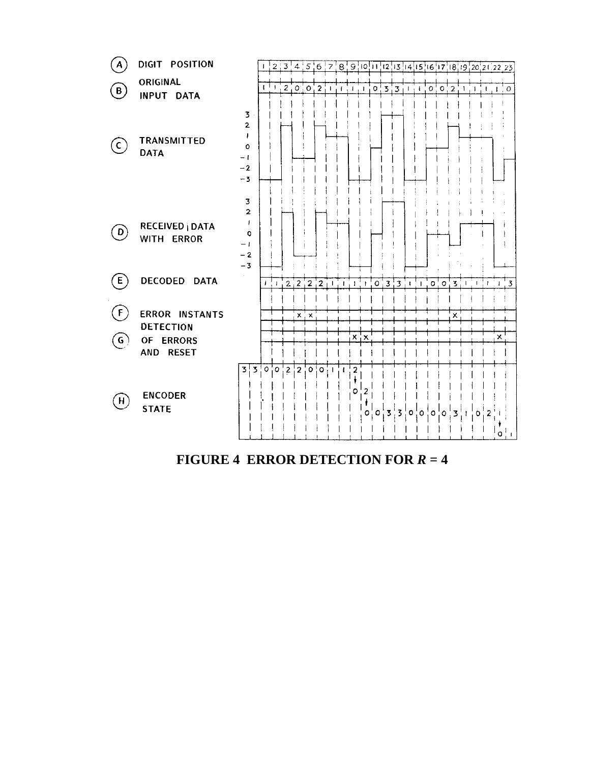A DIGIT POSITION

1 2 3 4 5 6 7 8 9 10 11 12 13 14 15 16 17 18 19 20 21 22 23

B ORIGINAL INPUT DATA

1 1 2 0 0 2 1 1 1 1 0 3 3 1 1 0 0 2 1 1 1 1 0

C TRANSMITTED DATA

3 2 1 0 −1 −2 −3

D RECEIVED DATA WITH ERROR

3 2 1 0 −1 −2 −3

E DECODED DATA

1 1 2 2 2 2 1 1 1 1 0 3 3 1 1 0 0 3 1 1 1 1 3

F ERROR INSTANTS

x x x

G DETECTION OF ERRORS AND RESET

x x x

H ENCODER STATE

3 3 0 0 2 2 0 0 1 1 2 ↓ 0 2 ↓ 0 0 3 3 0 0 0 0 3 1 0 2 1 ↓ 0 1

**FIGURE 4 ERROR DETECTION FOR *R* = 4**